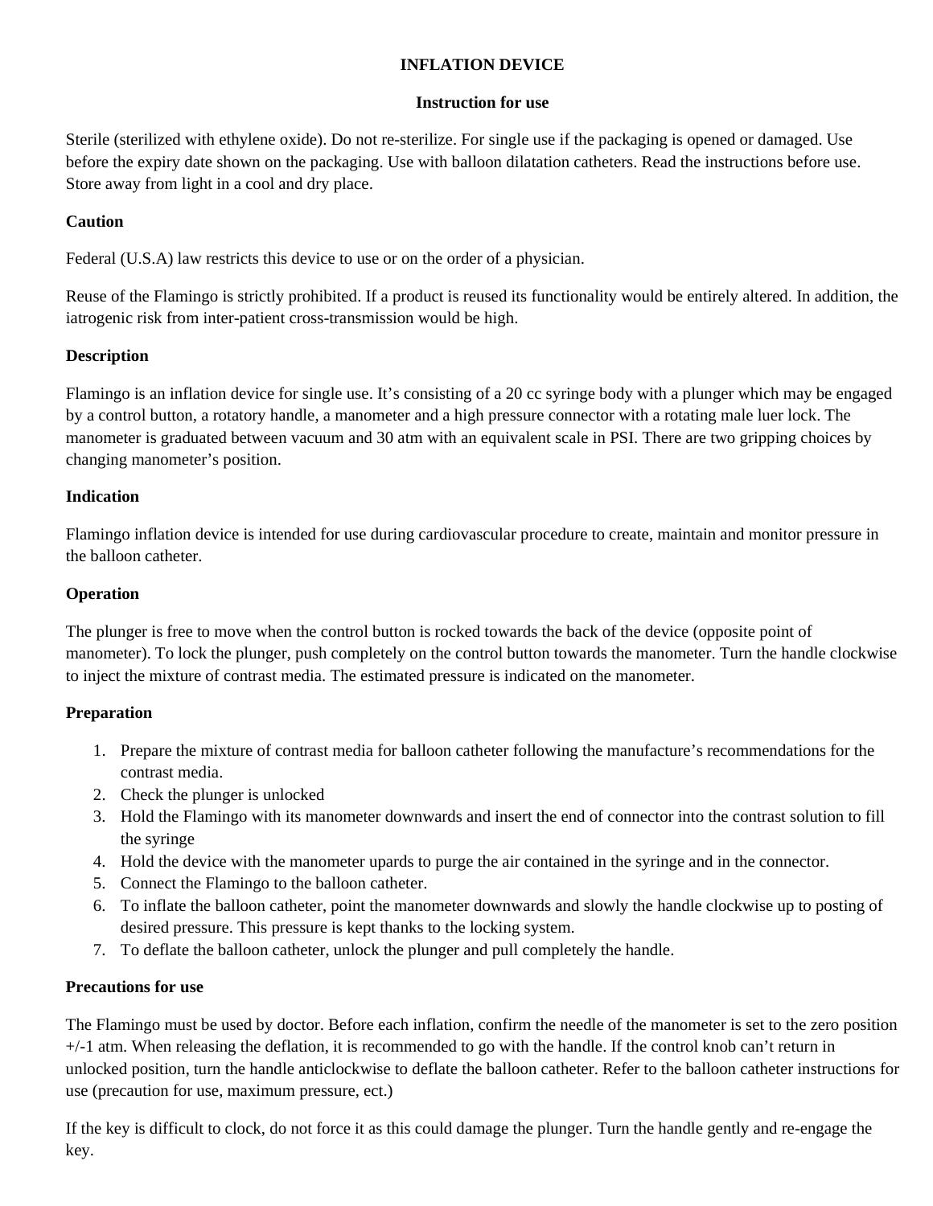# INFLATION DEVICE

## Instruction for use

Sterile (sterilized with ethylene oxide). Do not re-sterilize. For single use if the packaging is opened or damaged. Use before the expiry date shown on the packaging. Use with balloon dilatation catheters. Read the instructions before use. Store away from light in a cool and dry place.

**Caution**

Federal (U.S.A) law restricts this device to use or on the order of a physician.

Reuse of the Flamingo is strictly prohibited. If a product is reused its functionality would be entirely altered. In addition, the iatrogenic risk from inter-patient cross-transmission would be high.

**Description**

Flamingo is an inflation device for single use. It's consisting of a 20 cc syringe body with a plunger which may be engaged by a control button, a rotatory handle, a manometer and a high pressure connector with a rotating male luer lock. The manometer is graduated between vacuum and 30 atm with an equivalent scale in PSI. There are two gripping choices by changing manometer's position.

**Indication**

Flamingo inflation device is intended for use during cardiovascular procedure to create, maintain and monitor pressure in the balloon catheter.

**Operation**

The plunger is free to move when the control button is rocked towards the back of the device (opposite point of manometer). To lock the plunger, push completely on the control button towards the manometer. Turn the handle clockwise to inject the mixture of contrast media. The estimated pressure is indicated on the manometer.

**Preparation**

1. Prepare the mixture of contrast media for balloon catheter following the manufacture's recommendations for the contrast media.
2. Check the plunger is unlocked
3. Hold the Flamingo with its manometer downwards and insert the end of connector into the contrast solution to fill the syringe
4. Hold the device with the manometer upards to purge the air contained in the syringe and in the connector.
5. Connect the Flamingo to the balloon catheter.
6. To inflate the balloon catheter, point the manometer downwards and slowly the handle clockwise up to posting of desired pressure. This pressure is kept thanks to the locking system.
7. To deflate the balloon catheter, unlock the plunger and pull completely the handle.

**Precautions for use**

The Flamingo must be used by doctor. Before each inflation, confirm the needle of the manometer is set to the zero position +/-1 atm. When releasing the deflation, it is recommended to go with the handle. If the control knob can't return in unlocked position, turn the handle anticlockwise to deflate the balloon catheter. Refer to the balloon catheter instructions for use (precaution for use, maximum pressure, ect.)

If the key is difficult to clock, do not force it as this could damage the plunger. Turn the handle gently and re-engage the key.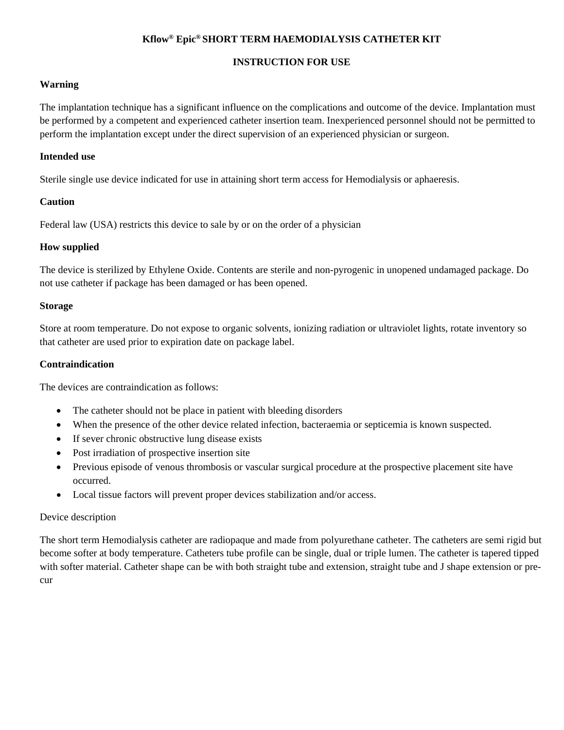**Kflow® Epic® SHORT TERM HAEMODIALYSIS CATHETER KIT**

**INSTRUCTION FOR USE**

**Warning**

The implantation technique has a significant influence on the complications and outcome of the device. Implantation must be performed by a competent and experienced catheter insertion team. Inexperienced personnel should not be permitted to perform the implantation except under the direct supervision of an experienced physician or surgeon.

**Intended use**

Sterile single use device indicated for use in attaining short term access for Hemodialysis or aphaeresis.

**Caution**

Federal law (USA) restricts this device to sale by or on the order of a physician

**How supplied**

The device is sterilized by Ethylene Oxide. Contents are sterile and non-pyrogenic in unopened undamaged package. Do not use catheter if package has been damaged or has been opened.

**Storage**

Store at room temperature. Do not expose to organic solvents, ionizing radiation or ultraviolet lights, rotate inventory so that catheter are used prior to expiration date on package label.

**Contraindication**

The devices are contraindication as follows:

- The catheter should not be place in patient with bleeding disorders
- When the presence of the other device related infection, bacteraemia or septicemia is known suspected.
- If sever chronic obstructive lung disease exists
- Post irradiation of prospective insertion site
- Previous episode of venous thrombosis or vascular surgical procedure at the prospective placement site have occurred.
- Local tissue factors will prevent proper devices stabilization and/or access.

Device description

The short term Hemodialysis catheter are radiopaque and made from polyurethane catheter. The catheters are semi rigid but become softer at body temperature. Catheters tube profile can be single, dual or triple lumen. The catheter is tapered tipped with softer material. Catheter shape can be with both straight tube and extension, straight tube and J shape extension or pre-cur